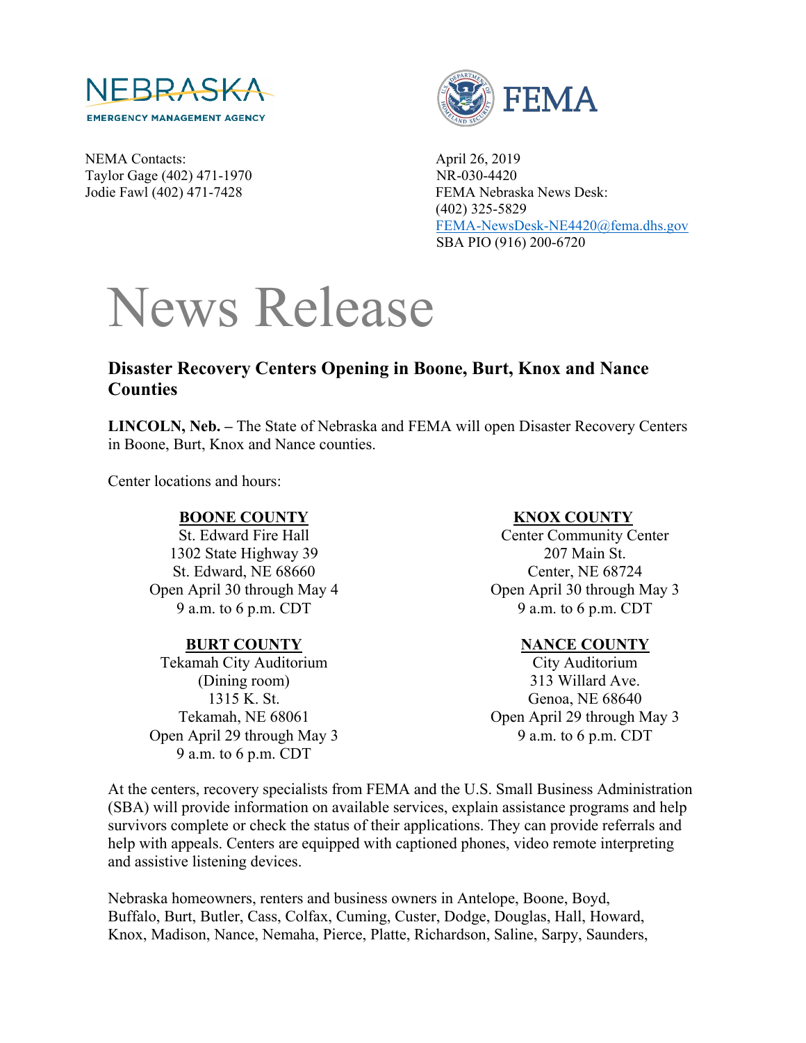NEBRASKA EMERGENCY MANAGEMENT AGENCY

FEMA

NEMA Contacts:
Taylor Gage (402) 471-1970
Jodie Fawl (402) 471-7428

April 26, 2019
NR-030-4420
FEMA Nebraska News Desk:
(402) 325-5829
FEMA-NewsDesk-NE4420@fema.dhs.gov
SBA PIO (916) 200-6720

# News Release

## Disaster Recovery Centers Opening in Boone, Burt, Knox and Nance Counties

**LINCOLN, Neb. –** The State of Nebraska and FEMA will open Disaster Recovery Centers in Boone, Burt, Knox and Nance counties.

Center locations and hours:

**BOONE COUNTY**
St. Edward Fire Hall
1302 State Highway 39
St. Edward, NE 68660
Open April 30 through May 4
9 a.m. to 6 p.m. CDT

**BURT COUNTY**
Tekamah City Auditorium
(Dining room)
1315 K. St.
Tekamah, NE 68061
Open April 29 through May 3
9 a.m. to 6 p.m. CDT

**KNOX COUNTY**
Center Community Center
207 Main St.
Center, NE 68724
Open April 30 through May 3
9 a.m. to 6 p.m. CDT

**NANCE COUNTY**
City Auditorium
313 Willard Ave.
Genoa, NE 68640
Open April 29 through May 3
9 a.m. to 6 p.m. CDT

At the centers, recovery specialists from FEMA and the U.S. Small Business Administration (SBA) will provide information on available services, explain assistance programs and help survivors complete or check the status of their applications. They can provide referrals and help with appeals. Centers are equipped with captioned phones, video remote interpreting and assistive listening devices.

Nebraska homeowners, renters and business owners in Antelope, Boone, Boyd, Buffalo, Burt, Butler, Cass, Colfax, Cuming, Custer, Dodge, Douglas, Hall, Howard, Knox, Madison, Nance, Nemaha, Pierce, Platte, Richardson, Saline, Sarpy, Saunders,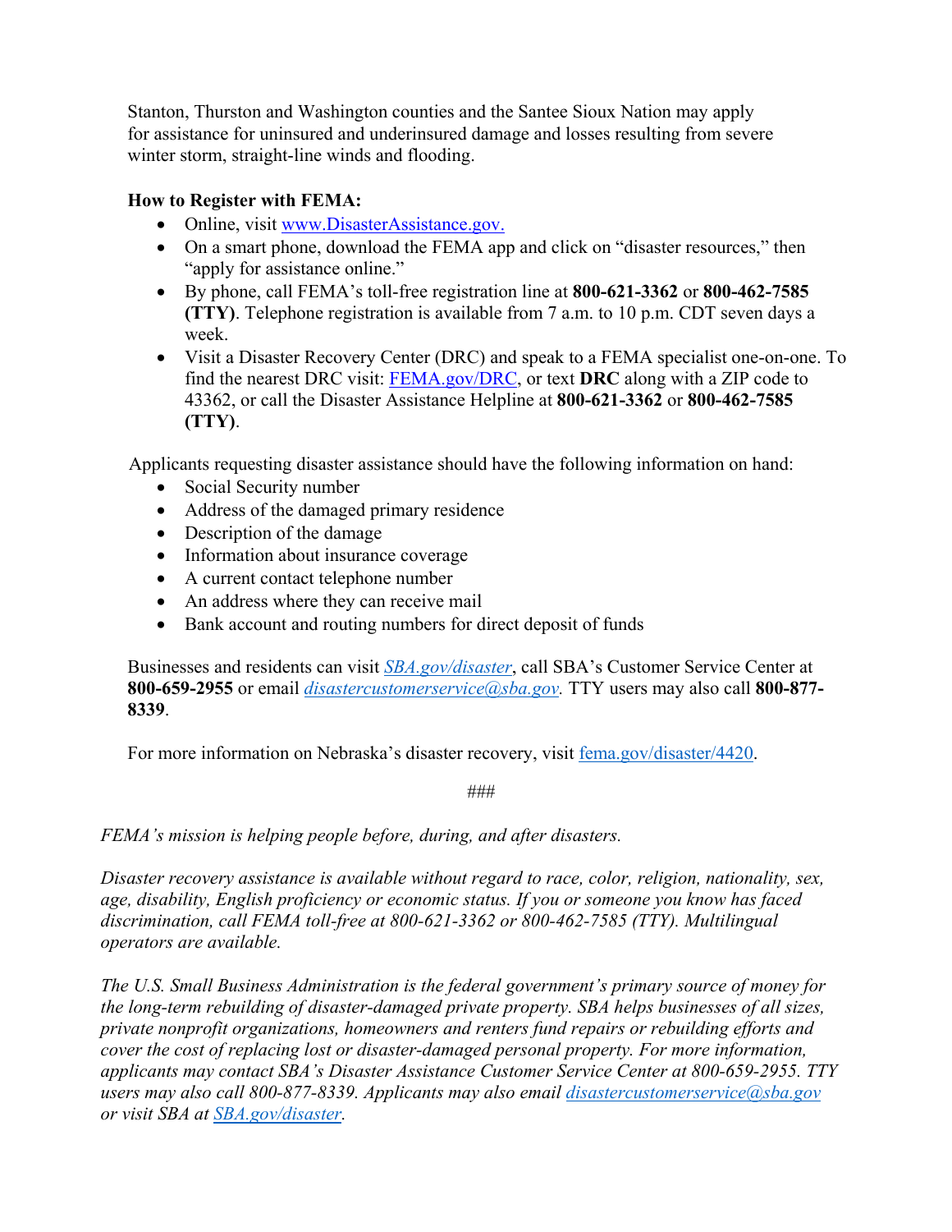Stanton, Thurston and Washington counties and the Santee Sioux Nation may apply for assistance for uninsured and underinsured damage and losses resulting from severe winter storm, straight-line winds and flooding.

**How to Register with FEMA:**

- Online, visit www.DisasterAssistance.gov.
- On a smart phone, download the FEMA app and click on "disaster resources," then "apply for assistance online."
- By phone, call FEMA's toll-free registration line at **800-621-3362** or **800-462-7585 (TTY)**. Telephone registration is available from 7 a.m. to 10 p.m. CDT seven days a week.
- Visit a Disaster Recovery Center (DRC) and speak to a FEMA specialist one-on-one. To find the nearest DRC visit: FEMA.gov/DRC, or text **DRC** along with a ZIP code to 43362, or call the Disaster Assistance Helpline at **800-621-3362** or **800-462-7585 (TTY)**.

Applicants requesting disaster assistance should have the following information on hand:

- Social Security number
- Address of the damaged primary residence
- Description of the damage
- Information about insurance coverage
- A current contact telephone number
- An address where they can receive mail
- Bank account and routing numbers for direct deposit of funds

Businesses and residents can visit *SBA.gov/disaster*, call SBA's Customer Service Center at **800-659-2955** or email *disastercustomerservice@sba.gov.* TTY users may also call **800-877-8339**.

For more information on Nebraska's disaster recovery, visit fema.gov/disaster/4420.

###

*FEMA's mission is helping people before, during, and after disasters.*

*Disaster recovery assistance is available without regard to race, color, religion, nationality, sex, age, disability, English proficiency or economic status. If you or someone you know has faced discrimination, call FEMA toll-free at 800-621-3362 or 800-462-7585 (TTY). Multilingual operators are available.*

*The U.S. Small Business Administration is the federal government's primary source of money for the long-term rebuilding of disaster-damaged private property. SBA helps businesses of all sizes, private nonprofit organizations, homeowners and renters fund repairs or rebuilding efforts and cover the cost of replacing lost or disaster-damaged personal property. For more information, applicants may contact SBA's Disaster Assistance Customer Service Center at 800-659-2955. TTY users may also call 800-877-8339. Applicants may also email disastercustomerservice@sba.gov or visit SBA at SBA.gov/disaster.*